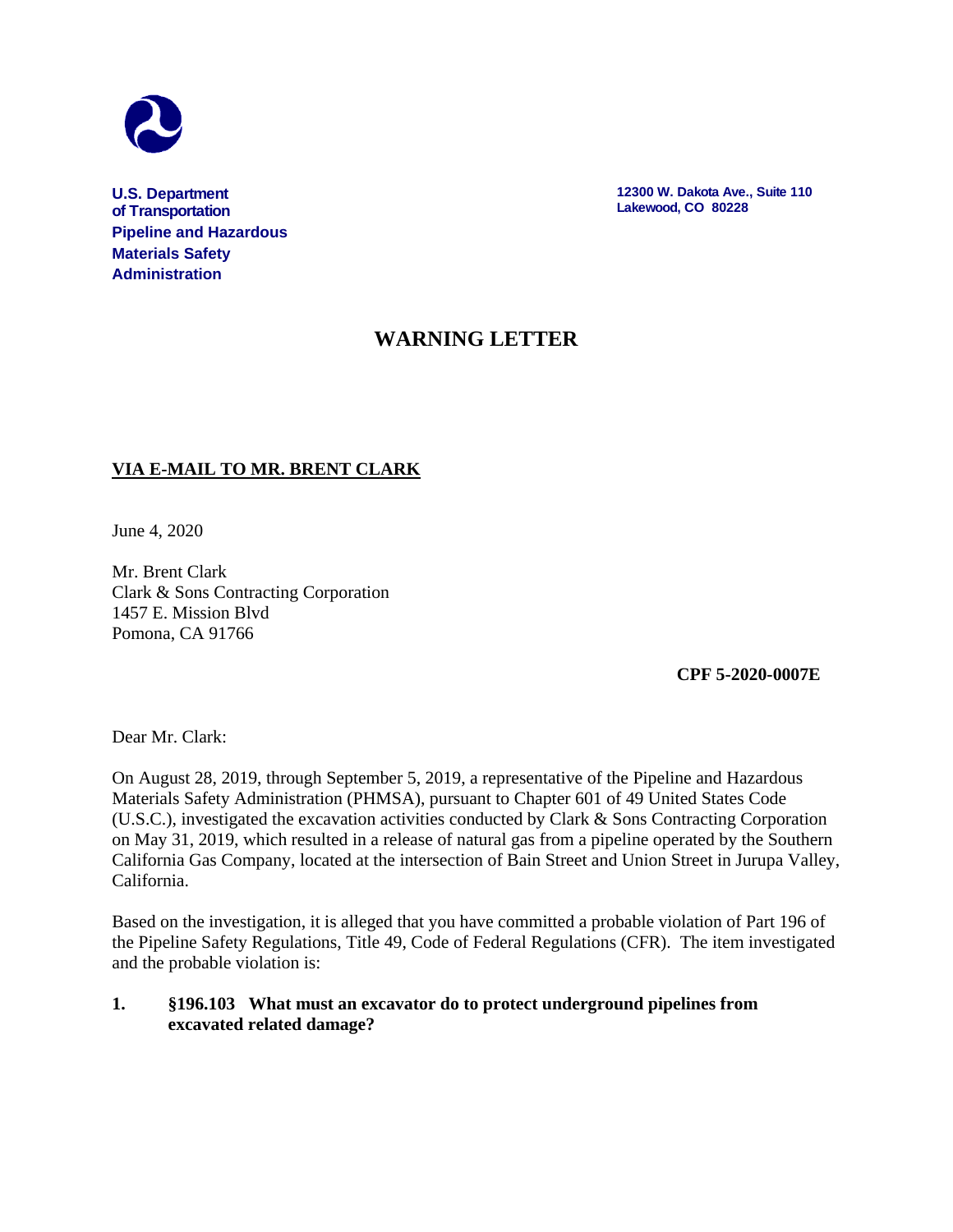**U.S. Department of Transportation**
**Pipeline and Hazardous Materials Safety Administration**

**12300 W. Dakota Ave., Suite 110**
**Lakewood, CO 80228**

# WARNING LETTER

**VIA E-MAIL TO MR. BRENT CLARK**

June 4, 2020

Mr. Brent Clark
Clark & Sons Contracting Corporation
1457 E. Mission Blvd
Pomona, CA 91766

**CPF 5-2020-0007E**

Dear Mr. Clark:

On August 28, 2019, through September 5, 2019, a representative of the Pipeline and Hazardous Materials Safety Administration (PHMSA), pursuant to Chapter 601 of 49 United States Code (U.S.C.), investigated the excavation activities conducted by Clark & Sons Contracting Corporation on May 31, 2019, which resulted in a release of natural gas from a pipeline operated by the Southern California Gas Company, located at the intersection of Bain Street and Union Street in Jurupa Valley, California.

Based on the investigation, it is alleged that you have committed a probable violation of Part 196 of the Pipeline Safety Regulations, Title 49, Code of Federal Regulations (CFR). The item investigated and the probable violation is:

**1. §196.103 What must an excavator do to protect underground pipelines from excavated related damage?**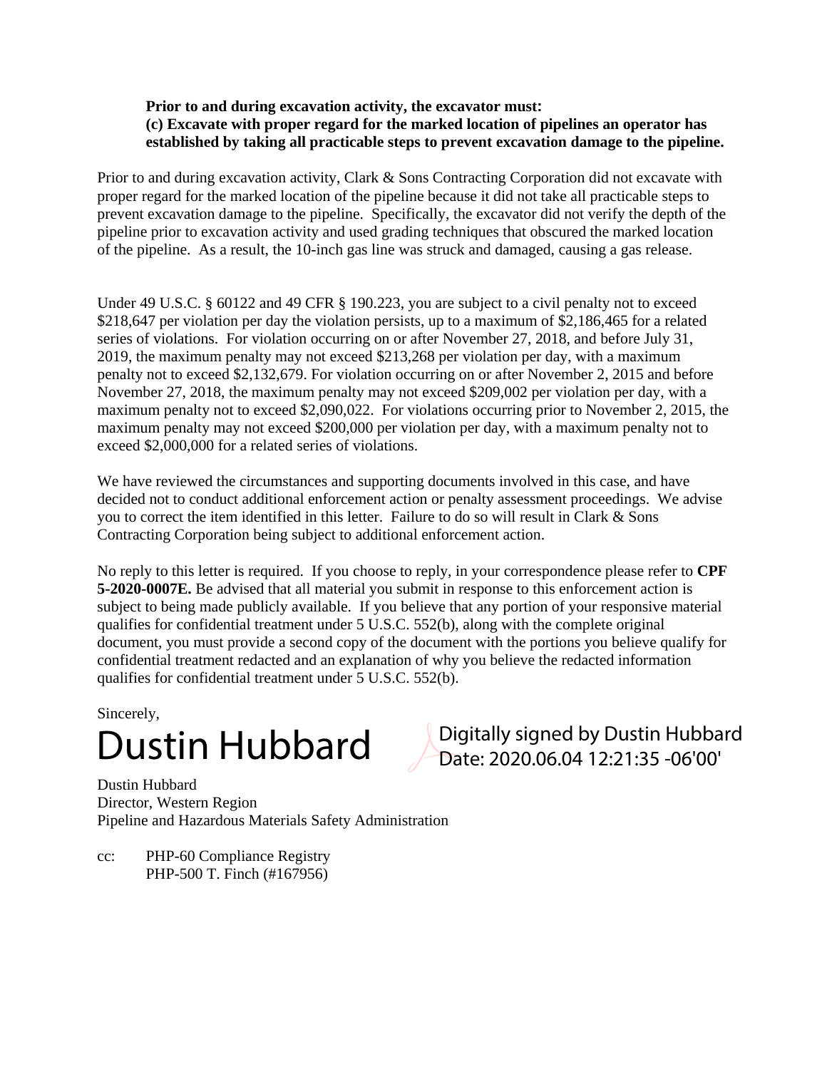**Prior to and during excavation activity, the excavator must:**
**(c) Excavate with proper regard for the marked location of pipelines an operator has established by taking all practicable steps to prevent excavation damage to the pipeline.**

Prior to and during excavation activity, Clark & Sons Contracting Corporation did not excavate with proper regard for the marked location of the pipeline because it did not take all practicable steps to prevent excavation damage to the pipeline. Specifically, the excavator did not verify the depth of the pipeline prior to excavation activity and used grading techniques that obscured the marked location of the pipeline. As a result, the 10-inch gas line was struck and damaged, causing a gas release.

Under 49 U.S.C. § 60122 and 49 CFR § 190.223, you are subject to a civil penalty not to exceed $218,647 per violation per day the violation persists, up to a maximum of $2,186,465 for a related series of violations. For violation occurring on or after November 27, 2018, and before July 31, 2019, the maximum penalty may not exceed $213,268 per violation per day, with a maximum penalty not to exceed $2,132,679. For violation occurring on or after November 2, 2015 and before November 27, 2018, the maximum penalty may not exceed $209,002 per violation per day, with a maximum penalty not to exceed $2,090,022. For violations occurring prior to November 2, 2015, the maximum penalty may not exceed $200,000 per violation per day, with a maximum penalty not to exceed $2,000,000 for a related series of violations.

We have reviewed the circumstances and supporting documents involved in this case, and have decided not to conduct additional enforcement action or penalty assessment proceedings. We advise you to correct the item identified in this letter. Failure to do so will result in Clark & Sons Contracting Corporation being subject to additional enforcement action.

No reply to this letter is required. If you choose to reply, in your correspondence please refer to **CPF 5-2020-0007E.** Be advised that all material you submit in response to this enforcement action is subject to being made publicly available. If you believe that any portion of your responsive material qualifies for confidential treatment under 5 U.S.C. 552(b), along with the complete original document, you must provide a second copy of the document with the portions you believe qualify for confidential treatment redacted and an explanation of why you believe the redacted information qualifies for confidential treatment under 5 U.S.C. 552(b).

Sincerely,

Dustin Hubbard

Digitally signed by Dustin Hubbard
Date: 2020.06.04 12:21:35 -06'00'

Dustin Hubbard
Director, Western Region
Pipeline and Hazardous Materials Safety Administration

cc: PHP-60 Compliance Registry
PHP-500 T. Finch (#167956)